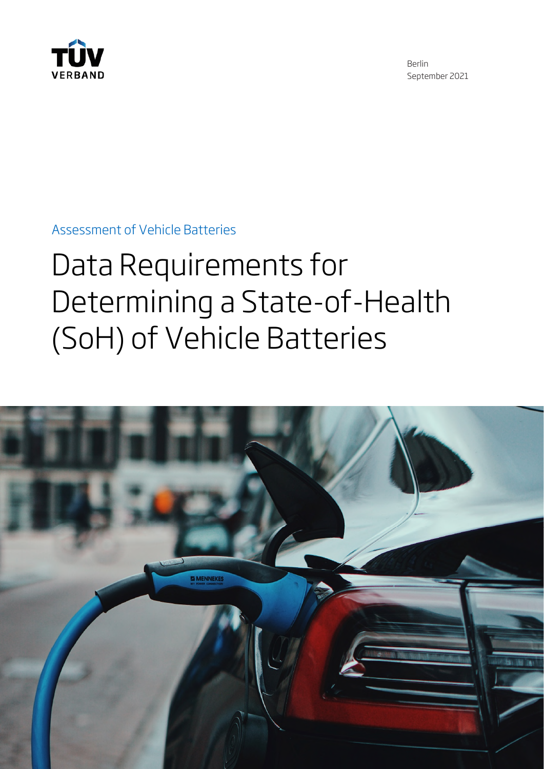TÜV VERBAND

Berlin
September 2021

Assessment of Vehicle Batteries

# Data Requirements for Determining a State-of-Health (SoH) of Vehicle Batteries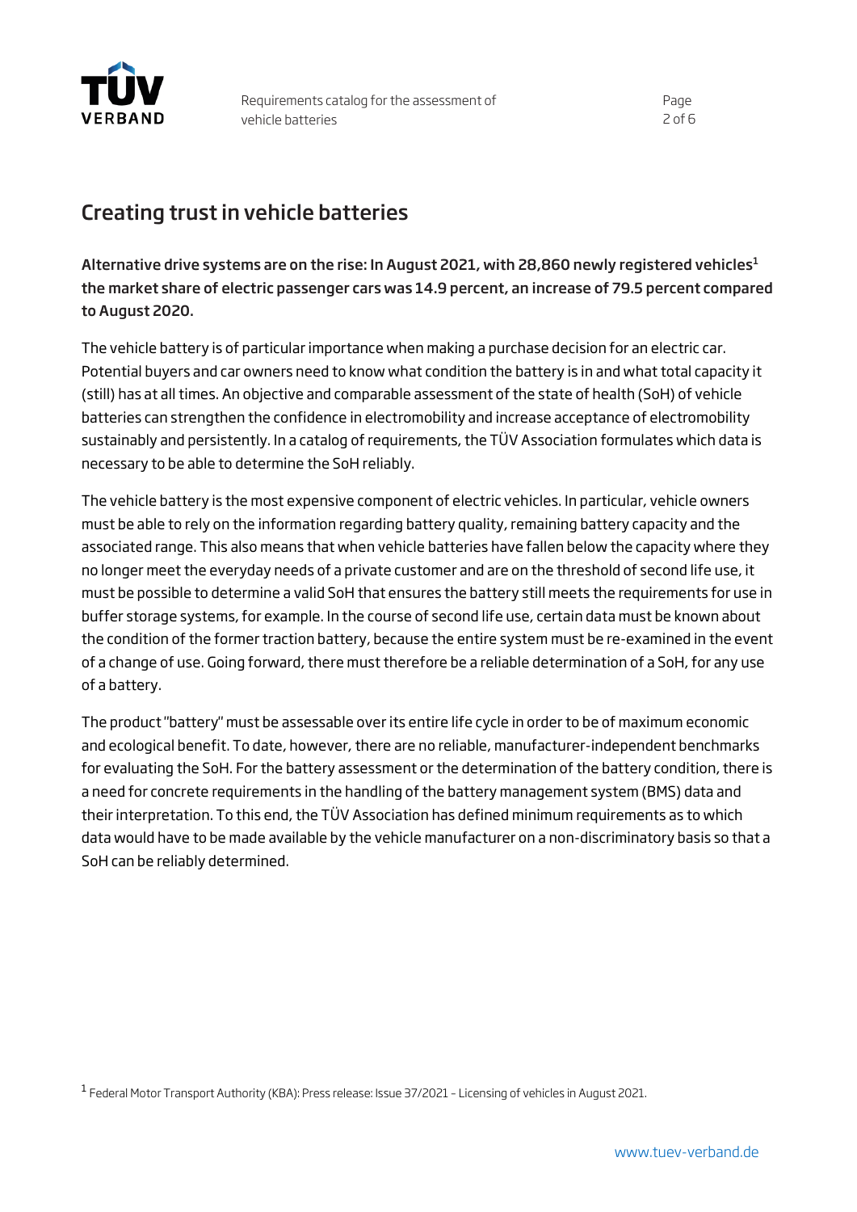# Creating trust in vehicle batteries

**Alternative drive systems are on the rise: In August 2021, with 28,860 newly registered vehicles[1] the market share of electric passenger cars was 14.9 percent, an increase of 79.5 percent compared to August 2020.**

The vehicle battery is of particular importance when making a purchase decision for an electric car. Potential buyers and car owners need to know what condition the battery is in and what total capacity it (still) has at all times. An objective and comparable assessment of the state of health (SoH) of vehicle batteries can strengthen the confidence in electromobility and increase acceptance of electromobility sustainably and persistently. In a catalog of requirements, the TÜV Association formulates which data is necessary to be able to determine the SoH reliably.

The vehicle battery is the most expensive component of electric vehicles. In particular, vehicle owners must be able to rely on the information regarding battery quality, remaining battery capacity and the associated range. This also means that when vehicle batteries have fallen below the capacity where they no longer meet the everyday needs of a private customer and are on the threshold of second life use, it must be possible to determine a valid SoH that ensures the battery still meets the requirements for use in buffer storage systems, for example. In the course of second life use, certain data must be known about the condition of the former traction battery, because the entire system must be re-examined in the event of a change of use. Going forward, there must therefore be a reliable determination of a SoH, for any use of a battery.

The product "battery" must be assessable over its entire life cycle in order to be of maximum economic and ecological benefit. To date, however, there are no reliable, manufacturer-independent benchmarks for evaluating the SoH. For the battery assessment or the determination of the battery condition, there is a need for concrete requirements in the handling of the battery management system (BMS) data and their interpretation. To this end, the TÜV Association has defined minimum requirements as to which data would have to be made available by the vehicle manufacturer on a non-discriminatory basis so that a SoH can be reliably determined.

[1] Federal Motor Transport Authority (KBA): Press release: Issue 37/2021 – Licensing of vehicles in August 2021.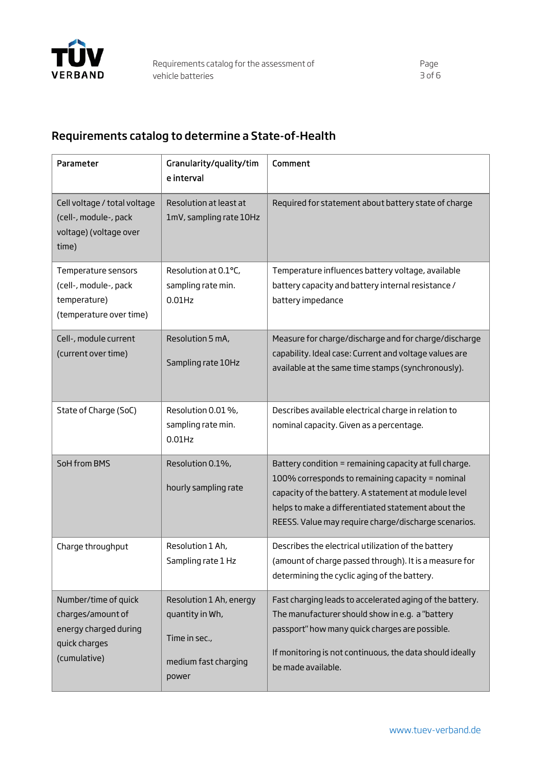## Requirements catalog to determine a State-of-Health

| Parameter | Granularity/quality/time interval | Comment |
|---|---|---|
| Cell voltage / total voltage (cell-, module-, pack voltage) (voltage over time) | Resolution at least at 1mV, sampling rate 10Hz | Required for statement about battery state of charge |
| Temperature sensors (cell-, module-, pack temperature) (temperature over time) | Resolution at 0.1°C, sampling rate min. 0.01Hz | Temperature influences battery voltage, available battery capacity and battery internal resistance / battery impedance |
| Cell-, module current (current over time) | Resolution 5 mA,<br><br>Sampling rate 10Hz | Measure for charge/discharge and for charge/discharge capability. Ideal case: Current and voltage values are available at the same time stamps (synchronously). |
| State of Charge (SoC) | Resolution 0.01 %, sampling rate min. 0.01Hz | Describes available electrical charge in relation to nominal capacity. Given as a percentage. |
| SoH from BMS | Resolution 0.1%,<br><br>hourly sampling rate | Battery condition = remaining capacity at full charge. 100% corresponds to remaining capacity = nominal capacity of the battery. A statement at module level helps to make a differentiated statement about the REESS. Value may require charge/discharge scenarios. |
| Charge throughput | Resolution 1 Ah, Sampling rate 1 Hz | Describes the electrical utilization of the battery (amount of charge passed through). It is a measure for determining the cyclic aging of the battery. |
| Number/time of quick charges/amount of energy charged during quick charges (cumulative) | Resolution 1 Ah, energy quantity in Wh,<br><br>Time in sec.,<br><br>medium fast charging power | Fast charging leads to accelerated aging of the battery. The manufacturer should show in e.g. a "battery passport" how many quick charges are possible.<br><br>If monitoring is not continuous, the data should ideally be made available. |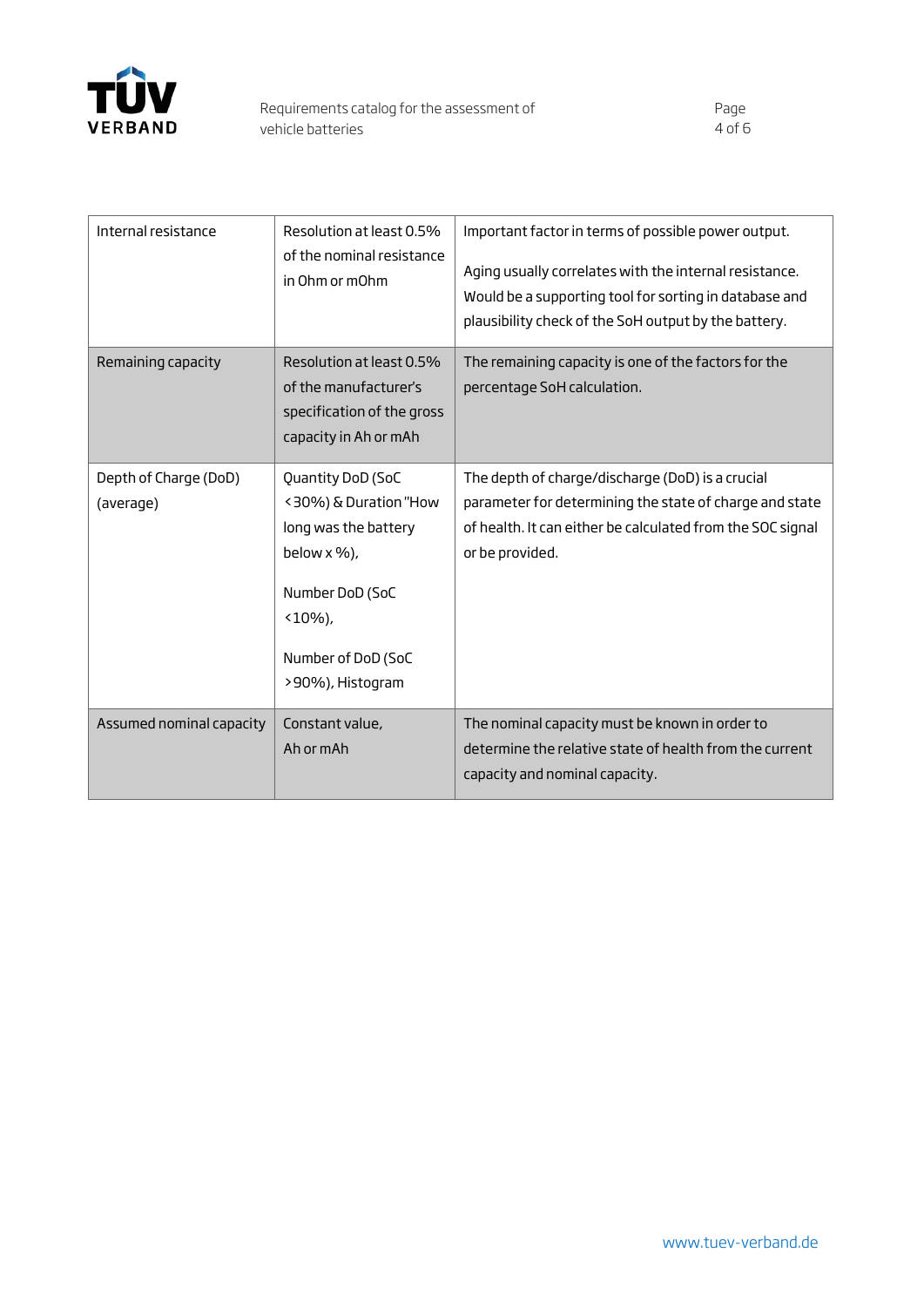| Internal resistance | Resolution at least 0.5% of the nominal resistance in Ohm or mOhm | Important factor in terms of possible power output.<br><br>Aging usually correlates with the internal resistance. Would be a supporting tool for sorting in database and plausibility check of the SoH output by the battery. |
|---|---|---|
| Remaining capacity | Resolution at least 0.5% of the manufacturer's specification of the gross capacity in Ah or mAh | The remaining capacity is one of the factors for the percentage SoH calculation. |
| Depth of Charge (DoD) (average) | Quantity DoD (SoC <30%) & Duration "How long was the battery below x %),<br><br>Number DoD (SoC <10%),<br><br>Number of DoD (SoC >90%), Histogram | The depth of charge/discharge (DoD) is a crucial parameter for determining the state of charge and state of health. It can either be calculated from the SOC signal or be provided. |
| Assumed nominal capacity | Constant value, Ah or mAh | The nominal capacity must be known in order to determine the relative state of health from the current capacity and nominal capacity. |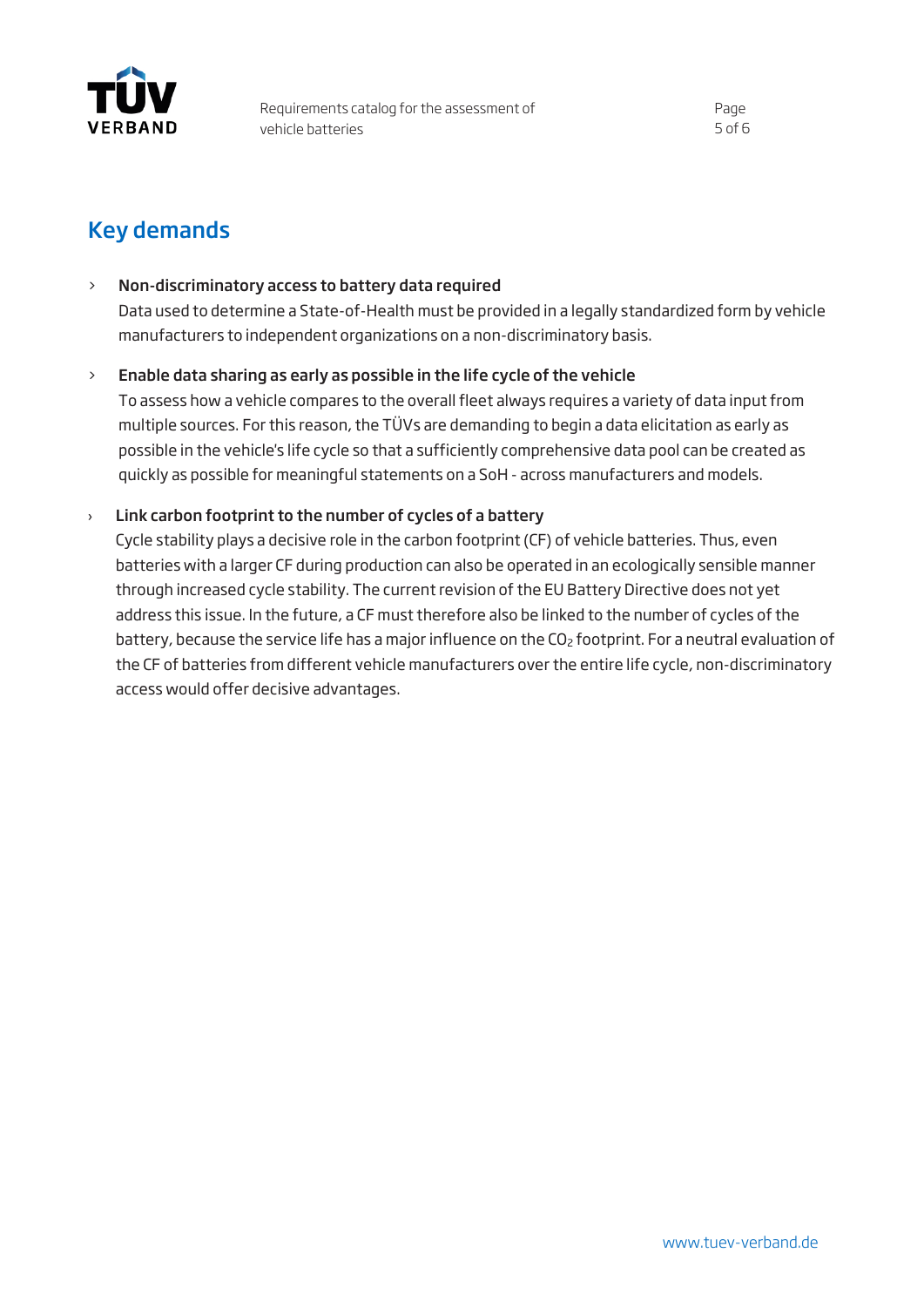## Key demands

- **Non-discriminatory access to battery data required**
  Data used to determine a State-of-Health must be provided in a legally standardized form by vehicle manufacturers to independent organizations on a non-discriminatory basis.

- **Enable data sharing as early as possible in the life cycle of the vehicle**
  To assess how a vehicle compares to the overall fleet always requires a variety of data input from multiple sources. For this reason, the TÜVs are demanding to begin a data elicitation as early as possible in the vehicle's life cycle so that a sufficiently comprehensive data pool can be created as quickly as possible for meaningful statements on a SoH - across manufacturers and models.

- **Link carbon footprint to the number of cycles of a battery**
  Cycle stability plays a decisive role in the carbon footprint (CF) of vehicle batteries. Thus, even batteries with a larger CF during production can also be operated in an ecologically sensible manner through increased cycle stability. The current revision of the EU Battery Directive does not yet address this issue. In the future, a CF must therefore also be linked to the number of cycles of the battery, because the service life has a major influence on the $CO_2$ footprint. For a neutral evaluation of the CF of batteries from different vehicle manufacturers over the entire life cycle, non-discriminatory access would offer decisive advantages.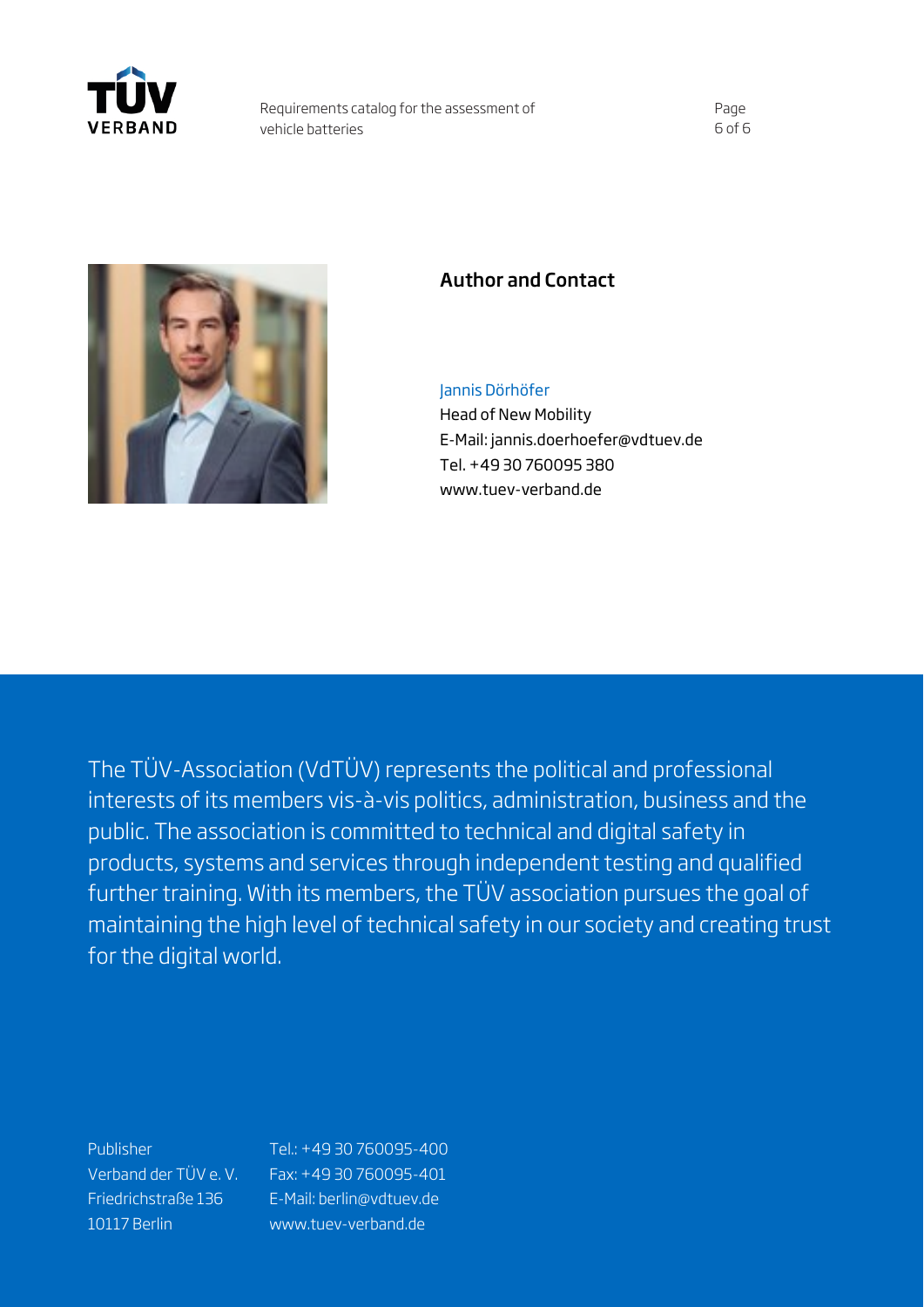## Author and Contact

Jannis Dörhöfer
Head of New Mobility
E-Mail: jannis.doerhoefer@vdtuev.de
Tel. +49 30 760095 380
www.tuev-verband.de

The TÜV-Association (VdTÜV) represents the political and professional interests of its members vis-à-vis politics, administration, business and the public. The association is committed to technical and digital safety in products, systems and services through independent testing and qualified further training. With its members, the TÜV association pursues the goal of maintaining the high level of technical safety in our society and creating trust for the digital world.

Publisher
Verband der TÜV e. V.
Friedrichstraße 136
10117 Berlin

Tel.: +49 30 760095-400
Fax: +49 30 760095-401
E-Mail: berlin@vdtuev.de
www.tuev-verband.de